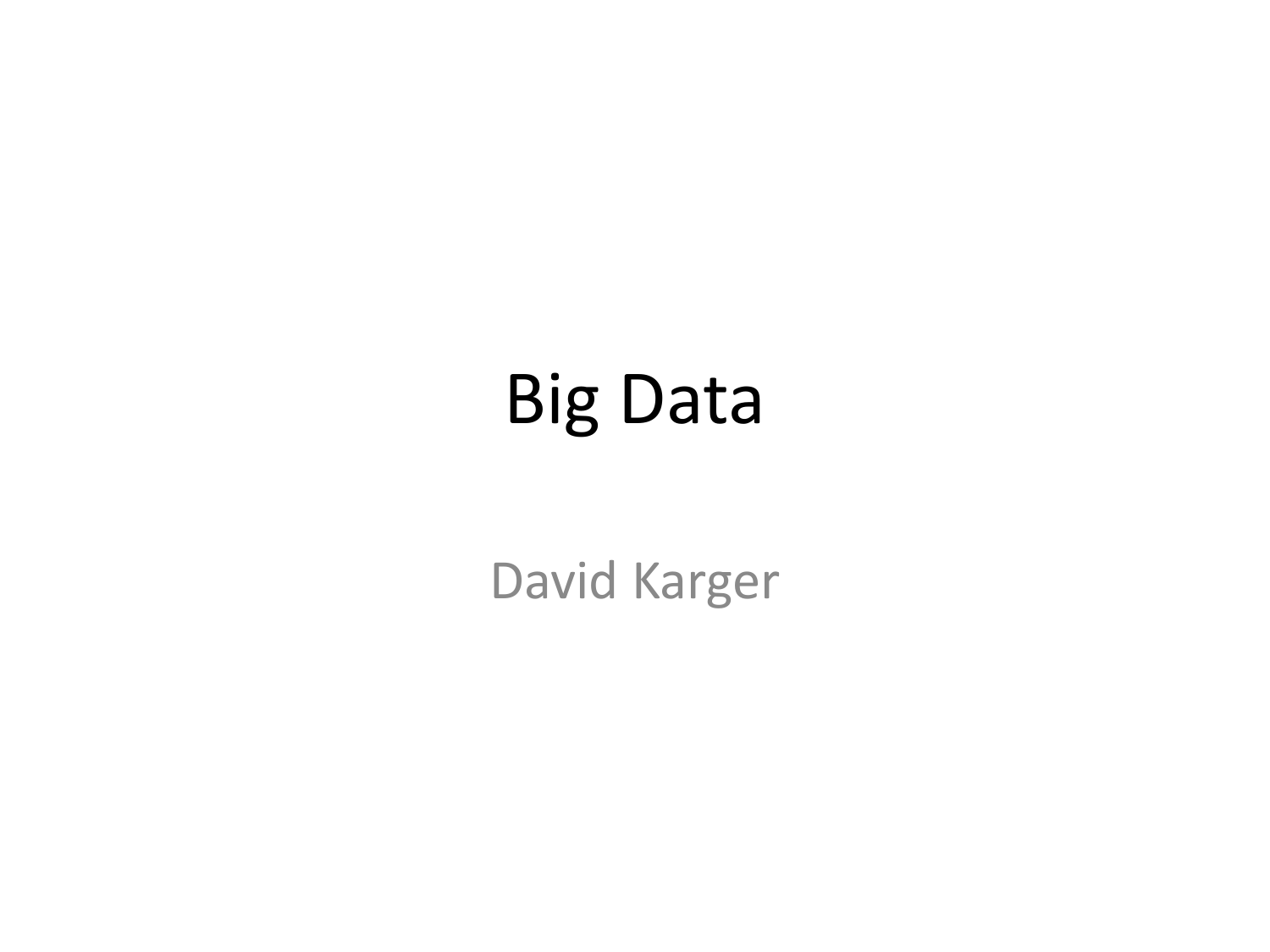# Big Data

David Karger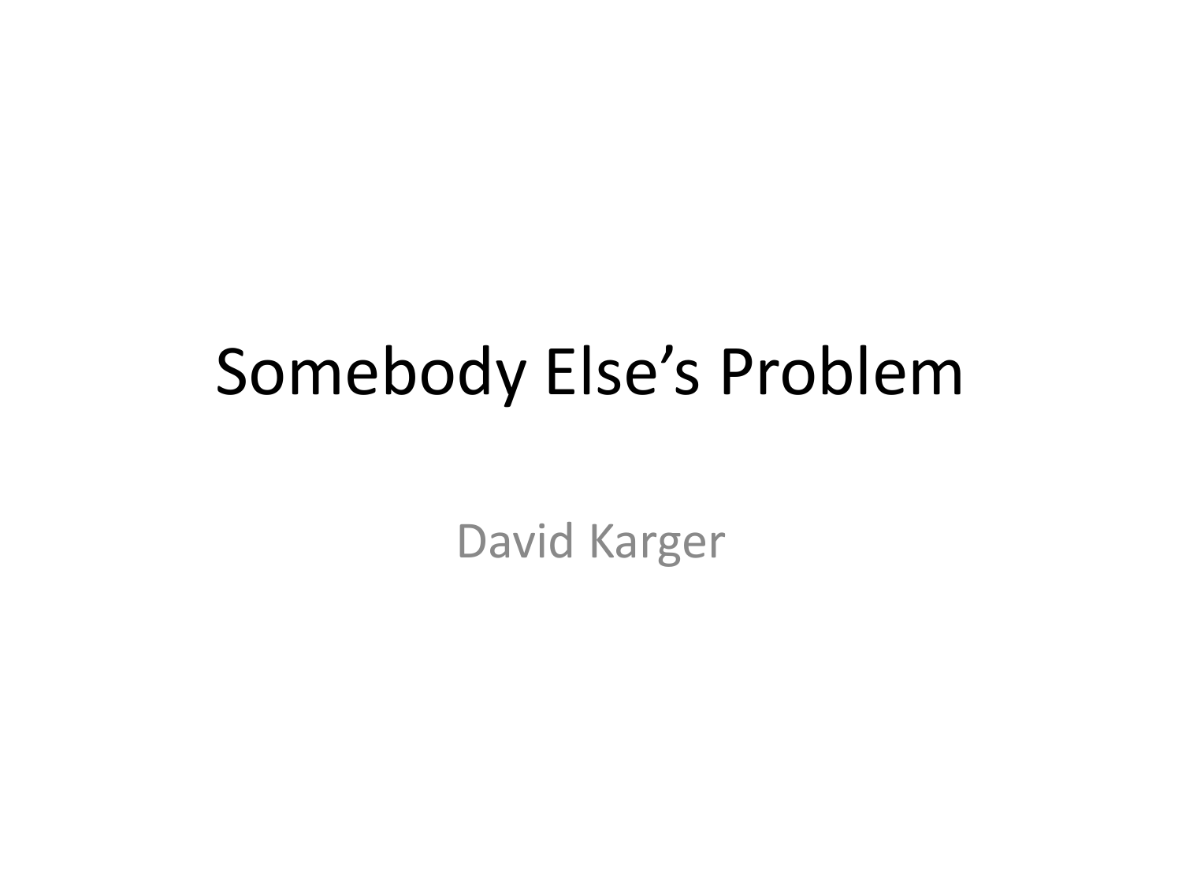# Somebody Else's Problem

David Karger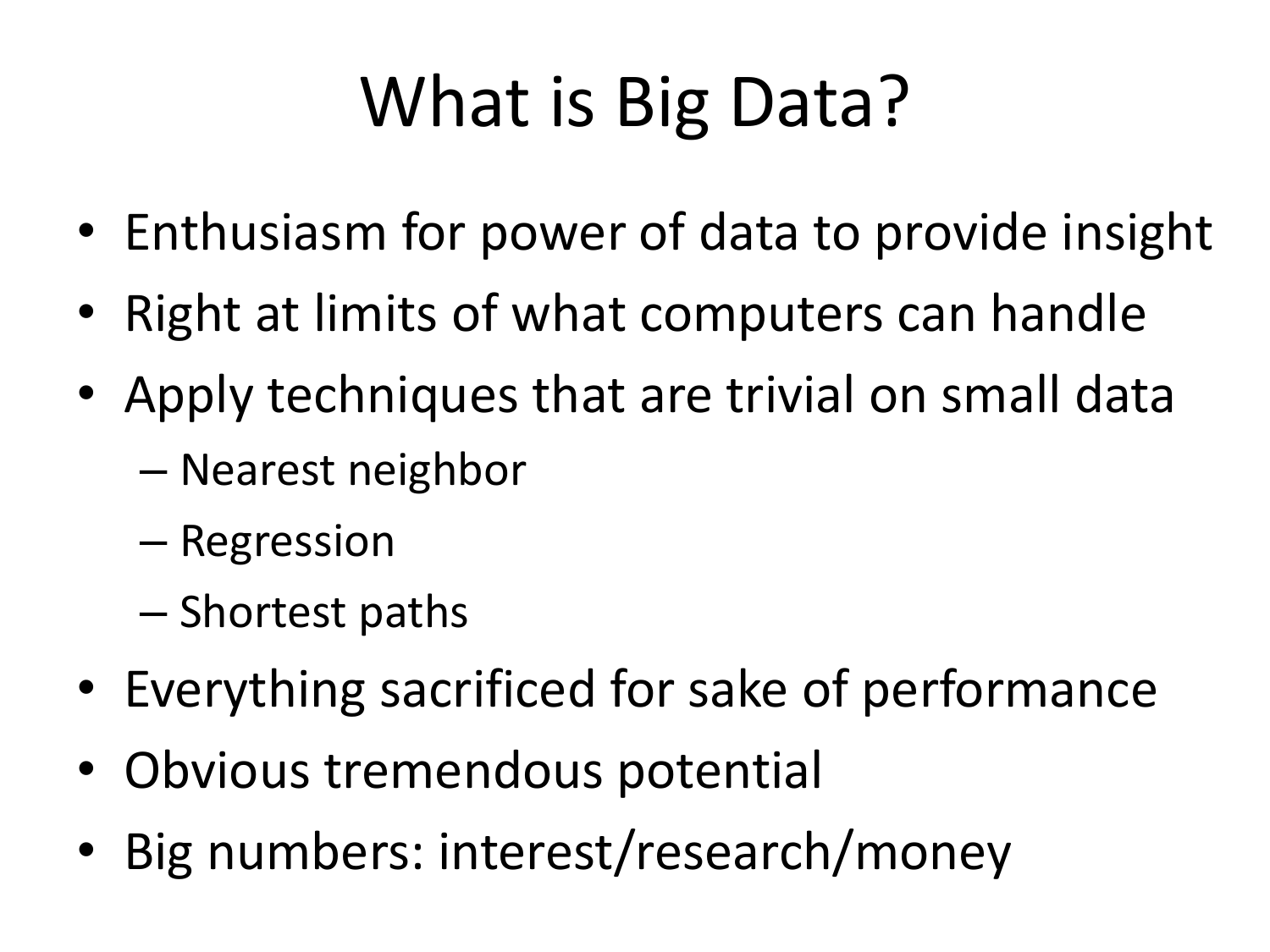# What is Big Data?

- Enthusiasm for power of data to provide insight
- Right at limits of what computers can handle
- Apply techniques that are trivial on small data
  - Nearest neighbor
  - Regression
  - Shortest paths
- Everything sacrificed for sake of performance
- Obvious tremendous potential
- Big numbers: interest/research/money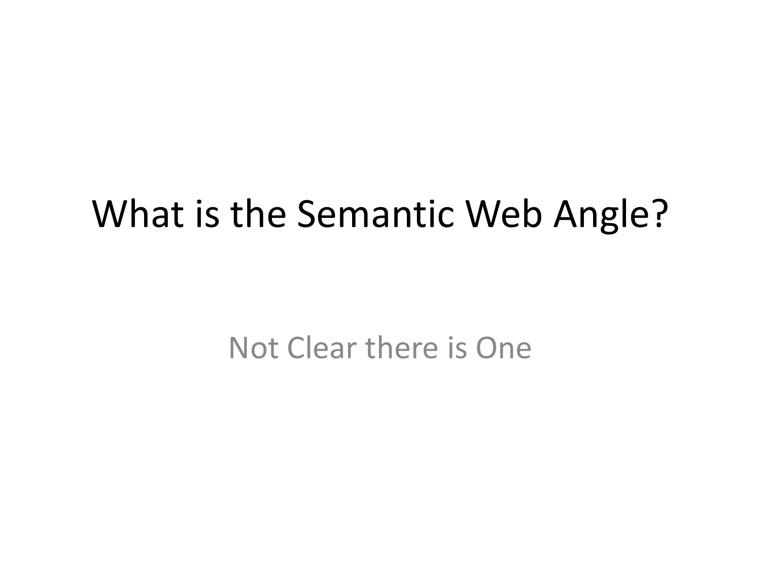# What is the Semantic Web Angle?

Not Clear there is One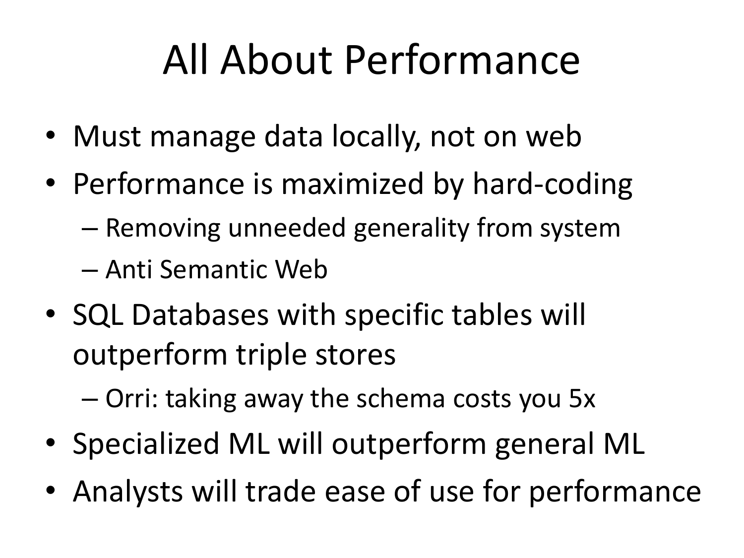# All About Performance

- Must manage data locally, not on web
- Performance is maximized by hard-coding
  - Removing unneeded generality from system
  - Anti Semantic Web
- SQL Databases with specific tables will outperform triple stores
  - Orri: taking away the schema costs you 5x
- Specialized ML will outperform general ML
- Analysts will trade ease of use for performance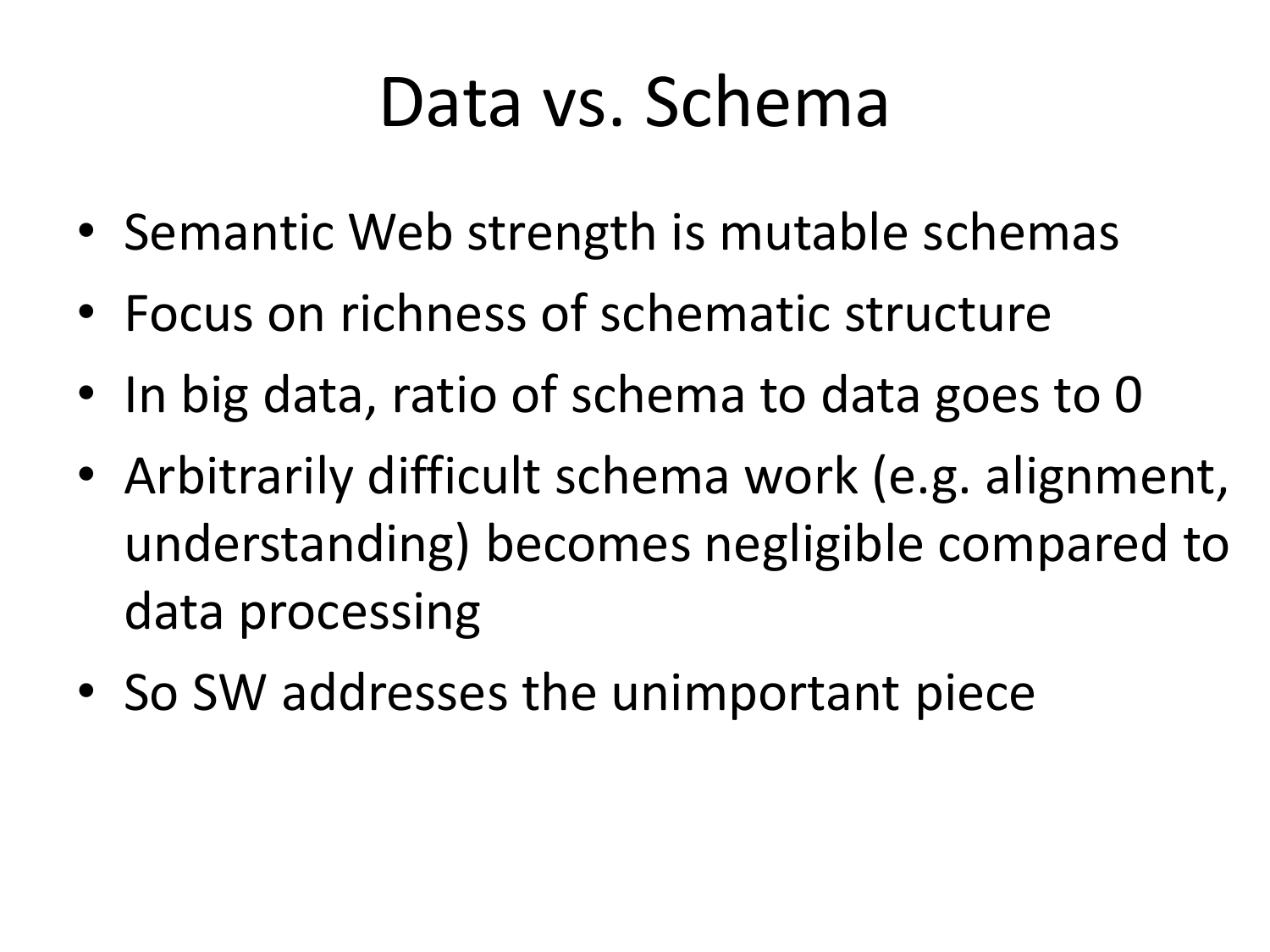# Data vs. Schema

- Semantic Web strength is mutable schemas
- Focus on richness of schematic structure
- In big data, ratio of schema to data goes to 0
- Arbitrarily difficult schema work (e.g. alignment, understanding) becomes negligible compared to data processing
- So SW addresses the unimportant piece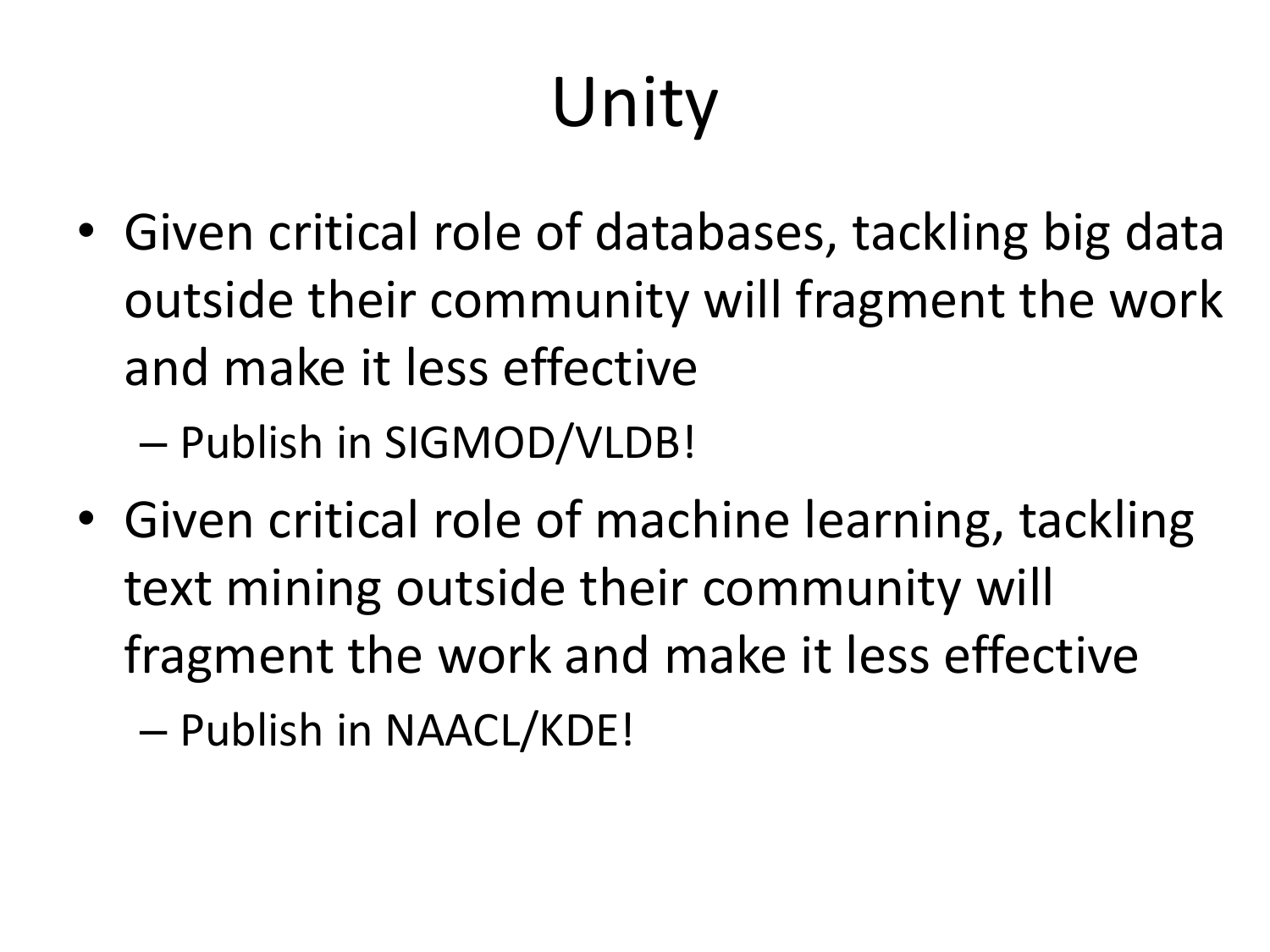# Unity

- Given critical role of databases, tackling big data outside their community will fragment the work and make it less effective
  - Publish in SIGMOD/VLDB!
- Given critical role of machine learning, tackling text mining outside their community will fragment the work and make it less effective
  - Publish in NAACL/KDE!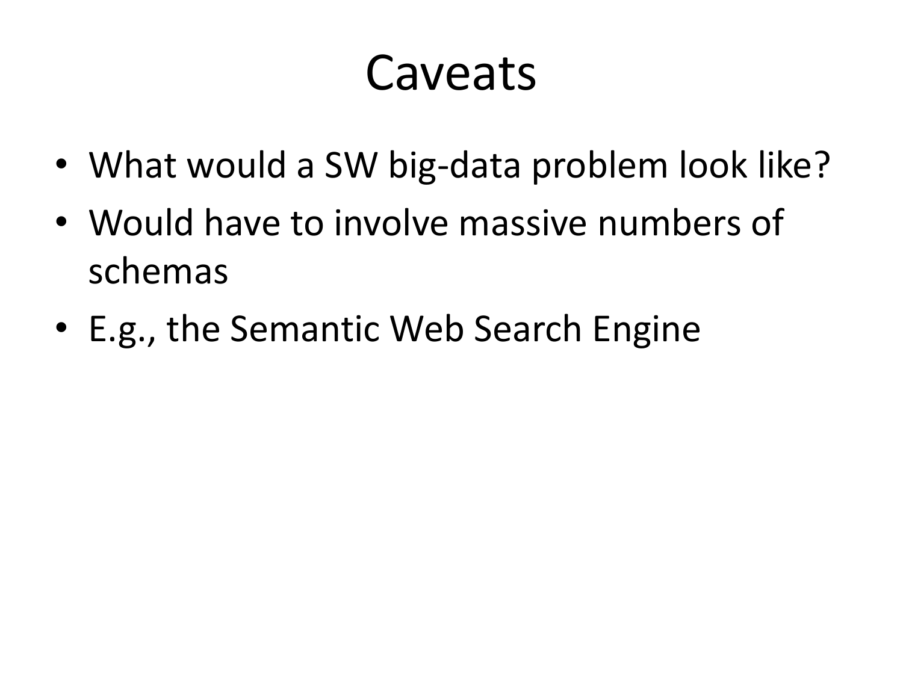# Caveats

- What would a SW big-data problem look like?
- Would have to involve massive numbers of schemas
- E.g., the Semantic Web Search Engine